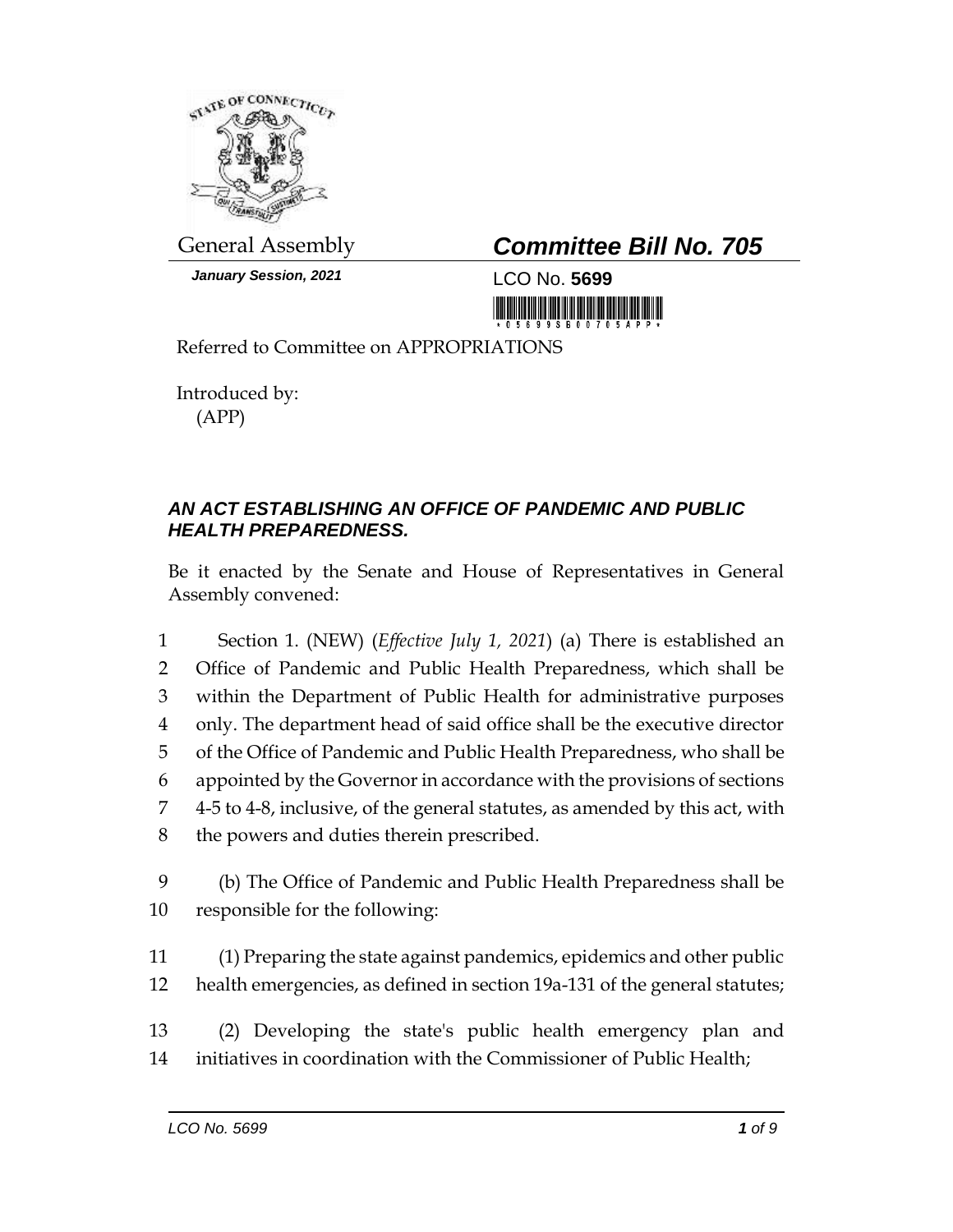General Assembly

# *Committee Bill No. 705*

***January Session, 2021***

LCO No. **5699**

Referred to Committee on APPROPRIATIONS

Introduced by:
(APP)

## *AN ACT ESTABLISHING AN OFFICE OF PANDEMIC AND PUBLIC HEALTH PREPAREDNESS.*

Be it enacted by the Senate and House of Representatives in General Assembly convened:

1 Section 1. (NEW) (*Effective July 1, 2021*) (a) There is established an
2 Office of Pandemic and Public Health Preparedness, which shall be
3 within the Department of Public Health for administrative purposes
4 only. The department head of said office shall be the executive director
5 of the Office of Pandemic and Public Health Preparedness, who shall be
6 appointed by the Governor in accordance with the provisions of sections
7 4-5 to 4-8, inclusive, of the general statutes, as amended by this act, with
8 the powers and duties therein prescribed.

9 (b) The Office of Pandemic and Public Health Preparedness shall be
10 responsible for the following:

11 (1) Preparing the state against pandemics, epidemics and other public
12 health emergencies, as defined in section 19a-131 of the general statutes;

13 (2) Developing the state's public health emergency plan and
14 initiatives in coordination with the Commissioner of Public Health;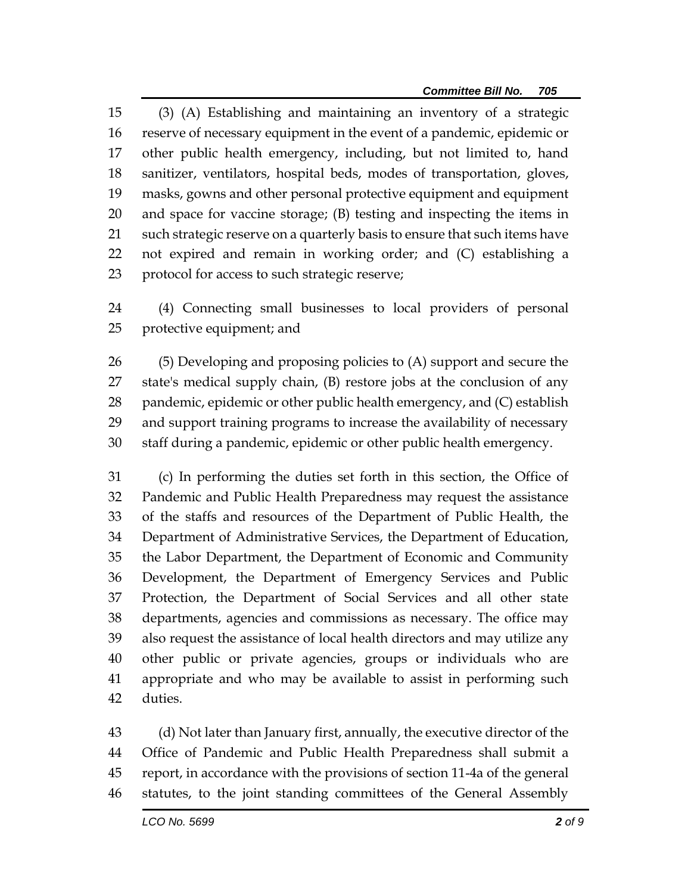(3) (A) Establishing and maintaining an inventory of a strategic reserve of necessary equipment in the event of a pandemic, epidemic or other public health emergency, including, but not limited to, hand sanitizer, ventilators, hospital beds, modes of transportation, gloves, masks, gowns and other personal protective equipment and equipment and space for vaccine storage; (B) testing and inspecting the items in such strategic reserve on a quarterly basis to ensure that such items have not expired and remain in working order; and (C) establishing a protocol for access to such strategic reserve;

(4) Connecting small businesses to local providers of personal protective equipment; and

(5) Developing and proposing policies to (A) support and secure the state's medical supply chain, (B) restore jobs at the conclusion of any pandemic, epidemic or other public health emergency, and (C) establish and support training programs to increase the availability of necessary staff during a pandemic, epidemic or other public health emergency.

(c) In performing the duties set forth in this section, the Office of Pandemic and Public Health Preparedness may request the assistance of the staffs and resources of the Department of Public Health, the Department of Administrative Services, the Department of Education, the Labor Department, the Department of Economic and Community Development, the Department of Emergency Services and Public Protection, the Department of Social Services and all other state departments, agencies and commissions as necessary. The office may also request the assistance of local health directors and may utilize any other public or private agencies, groups or individuals who are appropriate and who may be available to assist in performing such duties.

(d) Not later than January first, annually, the executive director of the Office of Pandemic and Public Health Preparedness shall submit a report, in accordance with the provisions of section 11-4a of the general statutes, to the joint standing committees of the General Assembly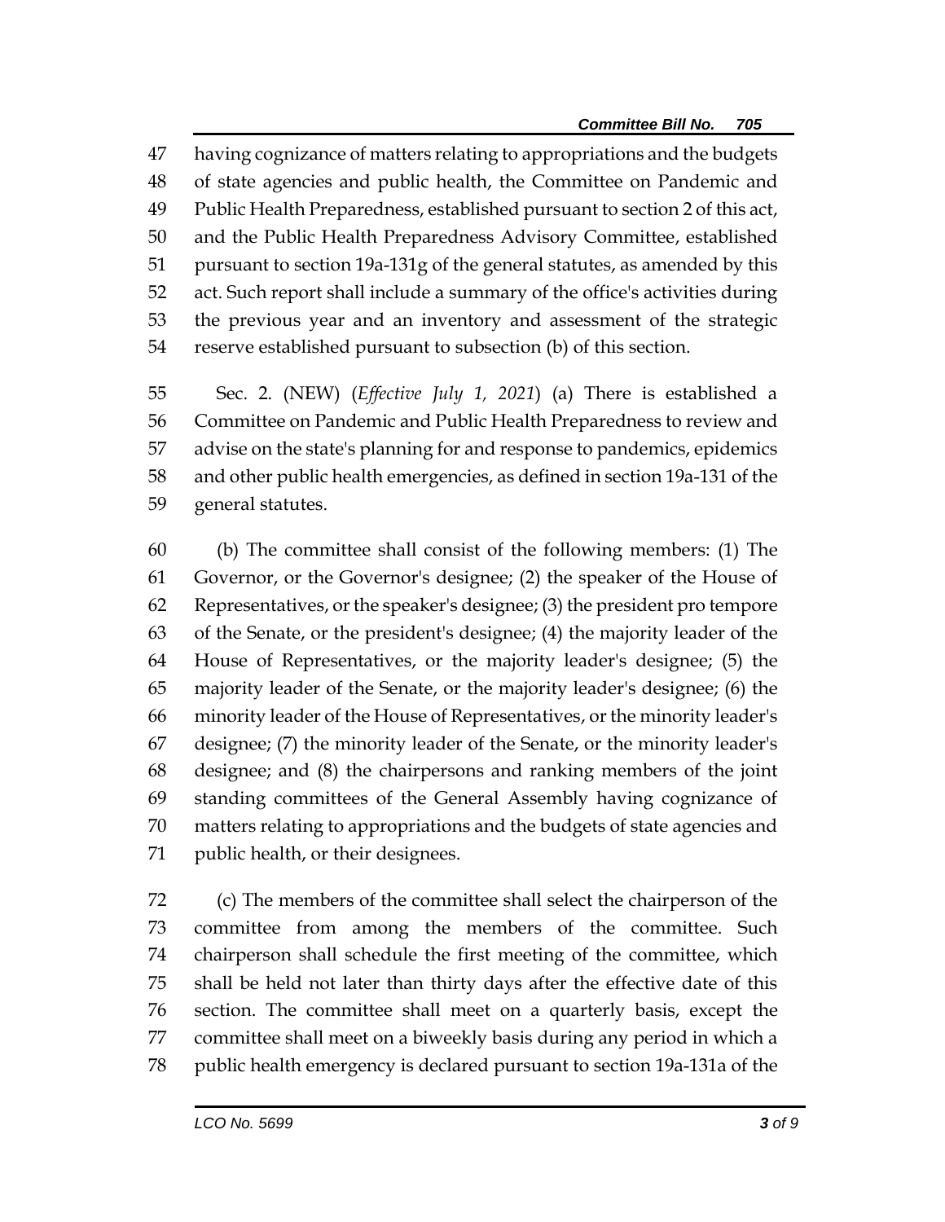having cognizance of matters relating to appropriations and the budgets of state agencies and public health, the Committee on Pandemic and Public Health Preparedness, established pursuant to section 2 of this act, and the Public Health Preparedness Advisory Committee, established pursuant to section 19a-131g of the general statutes, as amended by this act. Such report shall include a summary of the office's activities during the previous year and an inventory and assessment of the strategic reserve established pursuant to subsection (b) of this section.

Sec. 2. (NEW) (*Effective July 1, 2021*) (a) There is established a Committee on Pandemic and Public Health Preparedness to review and advise on the state's planning for and response to pandemics, epidemics and other public health emergencies, as defined in section 19a-131 of the general statutes.

(b) The committee shall consist of the following members: (1) The Governor, or the Governor's designee; (2) the speaker of the House of Representatives, or the speaker's designee; (3) the president pro tempore of the Senate, or the president's designee; (4) the majority leader of the House of Representatives, or the majority leader's designee; (5) the majority leader of the Senate, or the majority leader's designee; (6) the minority leader of the House of Representatives, or the minority leader's designee; (7) the minority leader of the Senate, or the minority leader's designee; and (8) the chairpersons and ranking members of the joint standing committees of the General Assembly having cognizance of matters relating to appropriations and the budgets of state agencies and public health, or their designees.

(c) The members of the committee shall select the chairperson of the committee from among the members of the committee. Such chairperson shall schedule the first meeting of the committee, which shall be held not later than thirty days after the effective date of this section. The committee shall meet on a quarterly basis, except the committee shall meet on a biweekly basis during any period in which a public health emergency is declared pursuant to section 19a-131a of the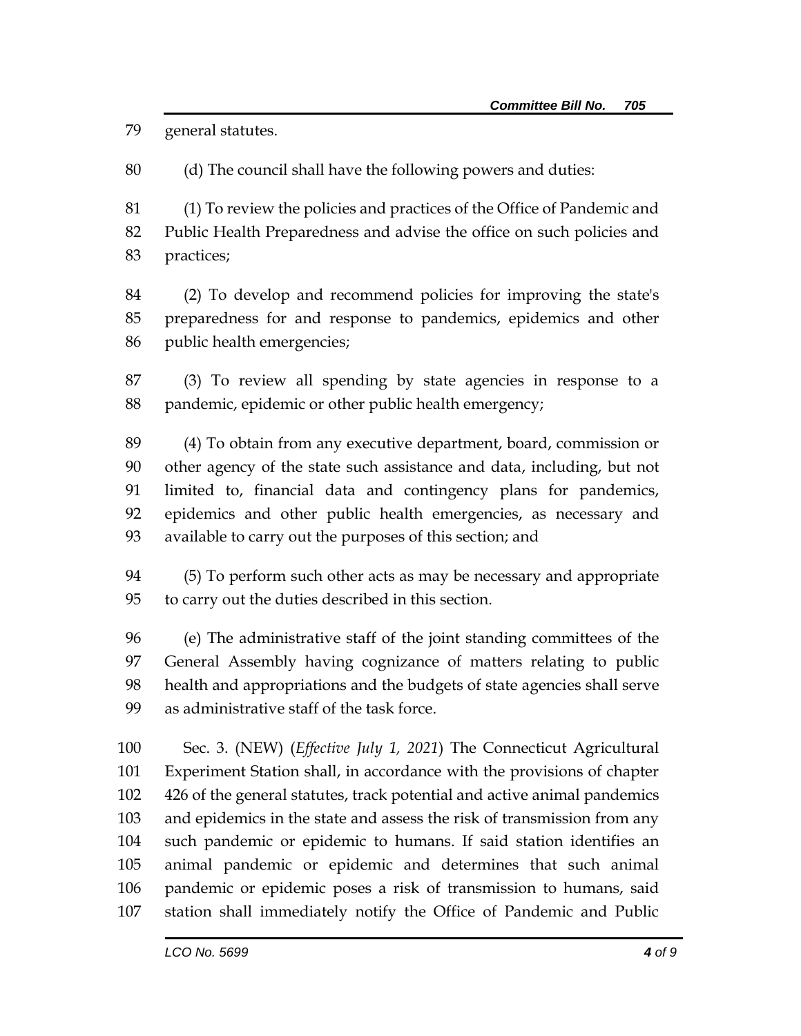general statutes.

(d) The council shall have the following powers and duties:

(1) To review the policies and practices of the Office of Pandemic and Public Health Preparedness and advise the office on such policies and practices;

(2) To develop and recommend policies for improving the state's preparedness for and response to pandemics, epidemics and other public health emergencies;

(3) To review all spending by state agencies in response to a pandemic, epidemic or other public health emergency;

(4) To obtain from any executive department, board, commission or other agency of the state such assistance and data, including, but not limited to, financial data and contingency plans for pandemics, epidemics and other public health emergencies, as necessary and available to carry out the purposes of this section; and

(5) To perform such other acts as may be necessary and appropriate to carry out the duties described in this section.

(e) The administrative staff of the joint standing committees of the General Assembly having cognizance of matters relating to public health and appropriations and the budgets of state agencies shall serve as administrative staff of the task force.

Sec. 3. (NEW) (*Effective July 1, 2021*) The Connecticut Agricultural Experiment Station shall, in accordance with the provisions of chapter 426 of the general statutes, track potential and active animal pandemics and epidemics in the state and assess the risk of transmission from any such pandemic or epidemic to humans. If said station identifies an animal pandemic or epidemic and determines that such animal pandemic or epidemic poses a risk of transmission to humans, said station shall immediately notify the Office of Pandemic and Public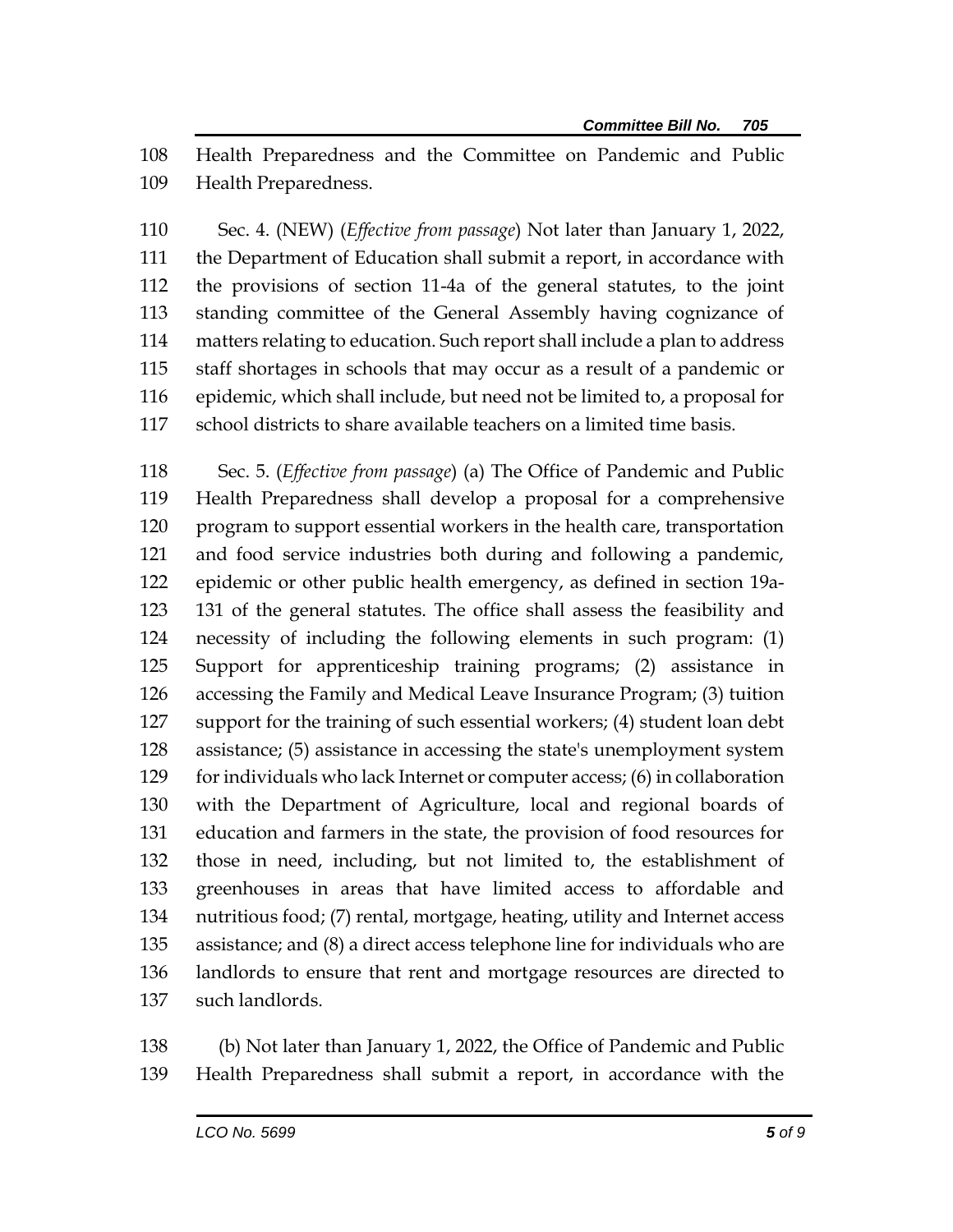Health Preparedness and the Committee on Pandemic and Public Health Preparedness.

Sec. 4. (NEW) (*Effective from passage*) Not later than January 1, 2022, the Department of Education shall submit a report, in accordance with the provisions of section 11-4a of the general statutes, to the joint standing committee of the General Assembly having cognizance of matters relating to education. Such report shall include a plan to address staff shortages in schools that may occur as a result of a pandemic or epidemic, which shall include, but need not be limited to, a proposal for school districts to share available teachers on a limited time basis.

Sec. 5. (*Effective from passage*) (a) The Office of Pandemic and Public Health Preparedness shall develop a proposal for a comprehensive program to support essential workers in the health care, transportation and food service industries both during and following a pandemic, epidemic or other public health emergency, as defined in section 19a-131 of the general statutes. The office shall assess the feasibility and necessity of including the following elements in such program: (1) Support for apprenticeship training programs; (2) assistance in accessing the Family and Medical Leave Insurance Program; (3) tuition support for the training of such essential workers; (4) student loan debt assistance; (5) assistance in accessing the state's unemployment system for individuals who lack Internet or computer access; (6) in collaboration with the Department of Agriculture, local and regional boards of education and farmers in the state, the provision of food resources for those in need, including, but not limited to, the establishment of greenhouses in areas that have limited access to affordable and nutritious food; (7) rental, mortgage, heating, utility and Internet access assistance; and (8) a direct access telephone line for individuals who are landlords to ensure that rent and mortgage resources are directed to such landlords.

(b) Not later than January 1, 2022, the Office of Pandemic and Public Health Preparedness shall submit a report, in accordance with the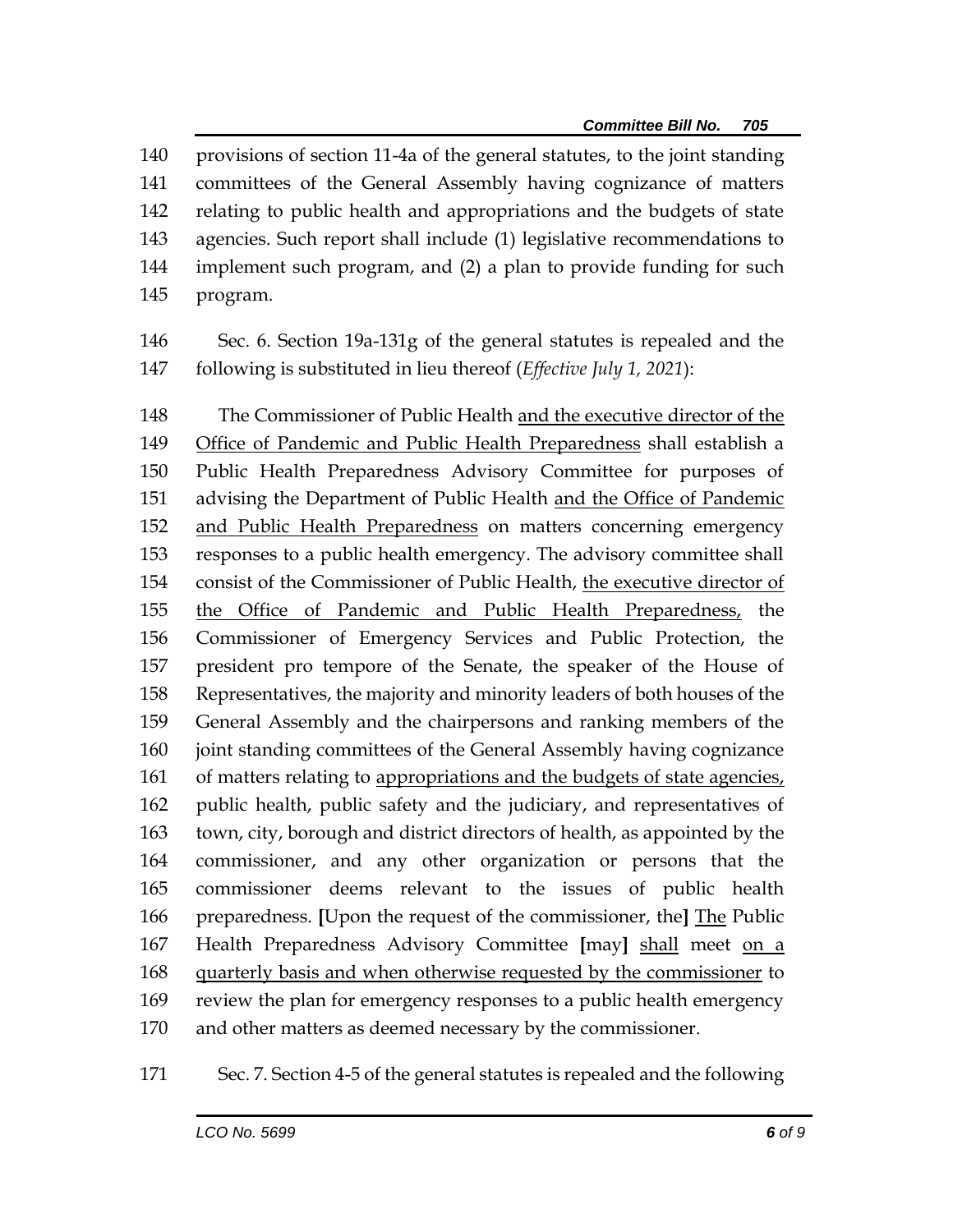provisions of section 11-4a of the general statutes, to the joint standing committees of the General Assembly having cognizance of matters relating to public health and appropriations and the budgets of state agencies. Such report shall include (1) legislative recommendations to implement such program, and (2) a plan to provide funding for such program.

Sec. 6. Section 19a-131g of the general statutes is repealed and the following is substituted in lieu thereof (*Effective July 1, 2021*):

The Commissioner of Public Health <u>and the executive director of the Office of Pandemic and Public Health Preparedness</u> shall establish a Public Health Preparedness Advisory Committee for purposes of advising the Department of Public Health <u>and the Office of Pandemic and Public Health Preparedness</u> on matters concerning emergency responses to a public health emergency. The advisory committee shall consist of the Commissioner of Public Health, <u>the executive director of the Office of Pandemic and Public Health Preparedness,</u> the Commissioner of Emergency Services and Public Protection, the president pro tempore of the Senate, the speaker of the House of Representatives, the majority and minority leaders of both houses of the General Assembly and the chairpersons and ranking members of the joint standing committees of the General Assembly having cognizance of matters relating to <u>appropriations and the budgets of state agencies,</u> public health, public safety and the judiciary, and representatives of town, city, borough and district directors of health, as appointed by the commissioner, and any other organization or persons that the commissioner deems relevant to the issues of public health preparedness. **[**Upon the request of the commissioner, the**]** <u>The</u> Public Health Preparedness Advisory Committee **[**may**]** <u>shall</u> meet <u>on a quarterly basis and when otherwise requested by the commissioner</u> to review the plan for emergency responses to a public health emergency and other matters as deemed necessary by the commissioner.

Sec. 7. Section 4-5 of the general statutes is repealed and the following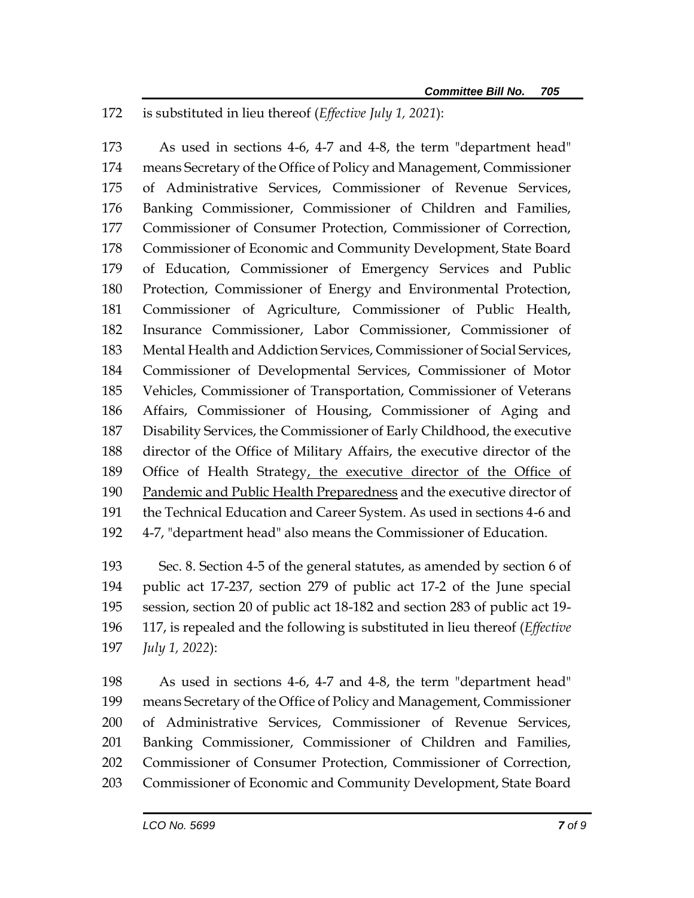is substituted in lieu thereof (*Effective July 1, 2021*):

As used in sections 4-6, 4-7 and 4-8, the term "department head" means Secretary of the Office of Policy and Management, Commissioner of Administrative Services, Commissioner of Revenue Services, Banking Commissioner, Commissioner of Children and Families, Commissioner of Consumer Protection, Commissioner of Correction, Commissioner of Economic and Community Development, State Board of Education, Commissioner of Emergency Services and Public Protection, Commissioner of Energy and Environmental Protection, Commissioner of Agriculture, Commissioner of Public Health, Insurance Commissioner, Labor Commissioner, Commissioner of Mental Health and Addiction Services, Commissioner of Social Services, Commissioner of Developmental Services, Commissioner of Motor Vehicles, Commissioner of Transportation, Commissioner of Veterans Affairs, Commissioner of Housing, Commissioner of Aging and Disability Services, the Commissioner of Early Childhood, the executive director of the Office of Military Affairs, the executive director of the Office of Health Strategy<u>, the executive director of the Office of Pandemic and Public Health Preparedness</u> and the executive director of the Technical Education and Career System. As used in sections 4-6 and 4-7, "department head" also means the Commissioner of Education.

Sec. 8. Section 4-5 of the general statutes, as amended by section 6 of public act 17-237, section 279 of public act 17-2 of the June special session, section 20 of public act 18-182 and section 283 of public act 19-117, is repealed and the following is substituted in lieu thereof (*Effective July 1, 2022*):

As used in sections 4-6, 4-7 and 4-8, the term "department head" means Secretary of the Office of Policy and Management, Commissioner of Administrative Services, Commissioner of Revenue Services, Banking Commissioner, Commissioner of Children and Families, Commissioner of Consumer Protection, Commissioner of Correction, Commissioner of Economic and Community Development, State Board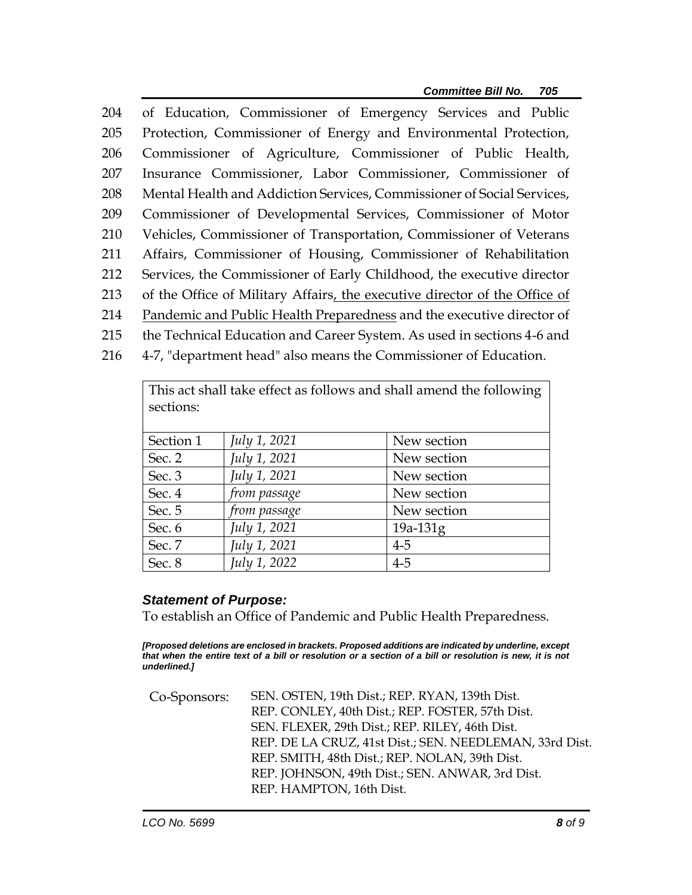204 of Education, Commissioner of Emergency Services and Public
205 Protection, Commissioner of Energy and Environmental Protection,
206 Commissioner of Agriculture, Commissioner of Public Health,
207 Insurance Commissioner, Labor Commissioner, Commissioner of
208 Mental Health and Addiction Services, Commissioner of Social Services,
209 Commissioner of Developmental Services, Commissioner of Motor
210 Vehicles, Commissioner of Transportation, Commissioner of Veterans
211 Affairs, Commissioner of Housing, Commissioner of Rehabilitation
212 Services, the Commissioner of Early Childhood, the executive director
213 of the Office of Military Affairs<u>, the executive director of the Office of</u>
214 <u>Pandemic and Public Health Preparedness</u> and the executive director of
215 the Technical Education and Career System. As used in sections 4-6 and
216 4-7, "department head" also means the Commissioner of Education.

| This act shall take effect as follows and shall amend the following sections: | | |
|---|---|---|
| Section 1 | *July 1, 2021* | New section |
| Sec. 2 | *July 1, 2021* | New section |
| Sec. 3 | *July 1, 2021* | New section |
| Sec. 4 | *from passage* | New section |
| Sec. 5 | *from passage* | New section |
| Sec. 6 | *July 1, 2021* | 19a-131g |
| Sec. 7 | *July 1, 2021* | 4-5 |
| Sec. 8 | *July 1, 2022* | 4-5 |

### *Statement of Purpose:*

To establish an Office of Pandemic and Public Health Preparedness.

***[Proposed deletions are enclosed in brackets. Proposed additions are indicated by underline, except that when the entire text of a bill or resolution or a section of a bill or resolution is new, it is not underlined.]***

Co-Sponsors: SEN. OSTEN, 19th Dist.; REP. RYAN, 139th Dist.
REP. CONLEY, 40th Dist.; REP. FOSTER, 57th Dist.
SEN. FLEXER, 29th Dist.; REP. RILEY, 46th Dist.
REP. DE LA CRUZ, 41st Dist.; SEN. NEEDLEMAN, 33rd Dist.
REP. SMITH, 48th Dist.; REP. NOLAN, 39th Dist.
REP. JOHNSON, 49th Dist.; SEN. ANWAR, 3rd Dist.
REP. HAMPTON, 16th Dist.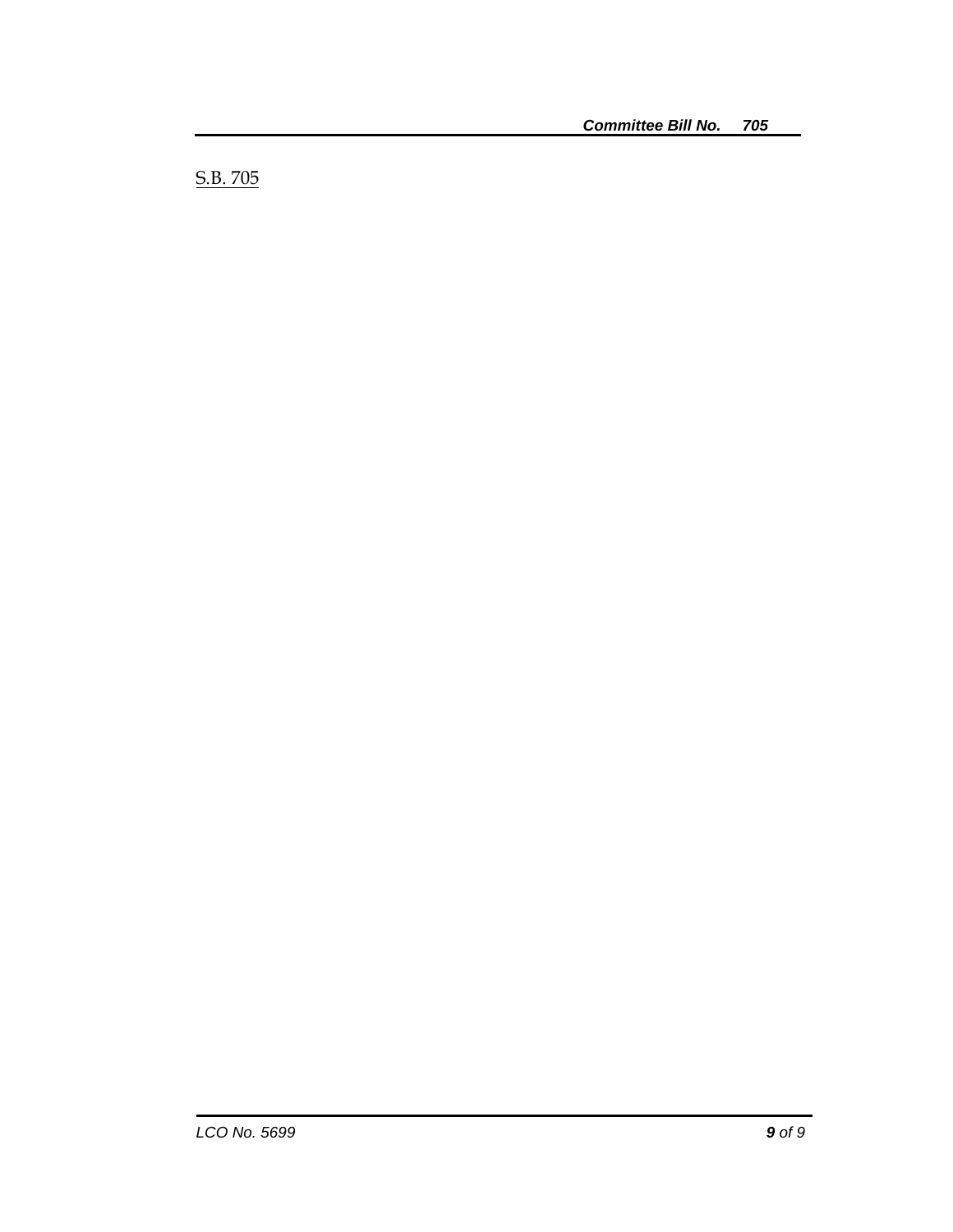S.B. 705